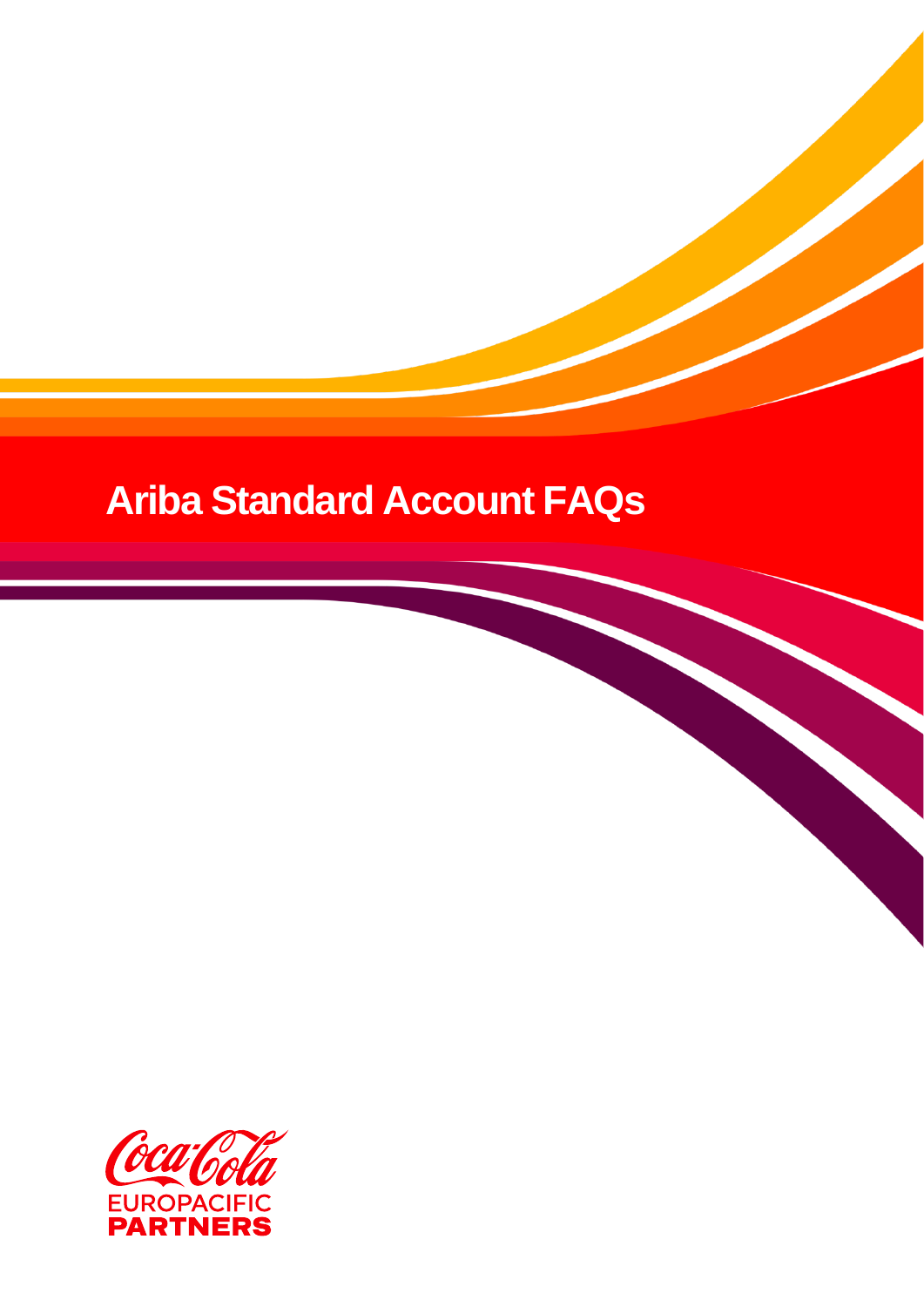# Ariba Standard Account FAQs

Coca-Cola EUROPACIFIC PARTNERS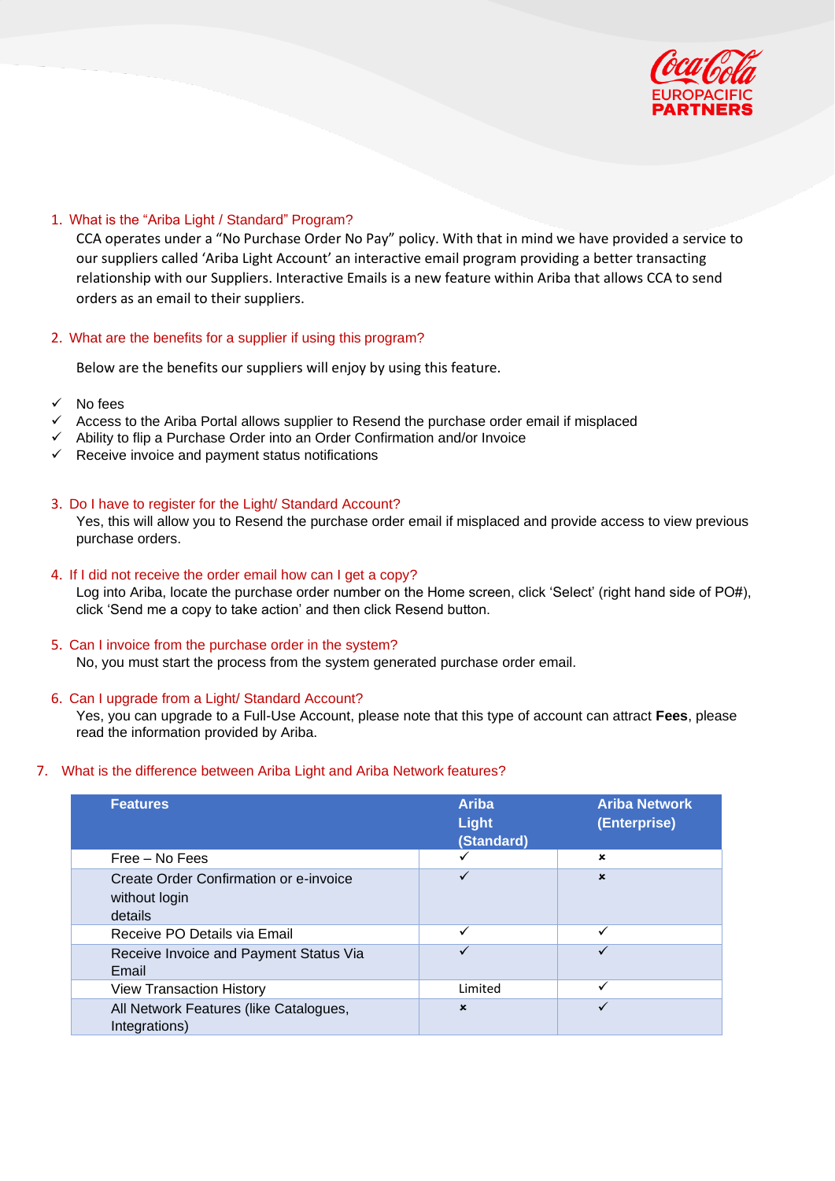1. What is the “Ariba Light / Standard” Program?

   CCA operates under a “No Purchase Order No Pay” policy. With that in mind we have provided a service to our suppliers called ‘Ariba Light Account’ an interactive email program providing a better transacting relationship with our Suppliers. Interactive Emails is a new feature within Ariba that allows CCA to send orders as an email to their suppliers.

2. What are the benefits for a supplier if using this program?

   Below are the benefits our suppliers will enjoy by using this feature.

- ✓ No fees
- ✓ Access to the Ariba Portal allows supplier to Resend the purchase order email if misplaced
- ✓ Ability to flip a Purchase Order into an Order Confirmation and/or Invoice
- ✓ Receive invoice and payment status notifications

3. Do I have to register for the Light/ Standard Account?

   Yes, this will allow you to Resend the purchase order email if misplaced and provide access to view previous purchase orders.

4. If I did not receive the order email how can I get a copy?

   Log into Ariba, locate the purchase order number on the Home screen, click ‘Select’ (right hand side of PO#), click ‘Send me a copy to take action’ and then click Resend button.

5. Can I invoice from the purchase order in the system?

   No, you must start the process from the system generated purchase order email.

6. Can I upgrade from a Light/ Standard Account?

   Yes, you can upgrade to a Full-Use Account, please note that this type of account can attract **Fees**, please read the information provided by Ariba.

7. What is the difference between Ariba Light and Ariba Network features?

| Features | Ariba Light (Standard) | Ariba Network (Enterprise) |
|---|---|---|
| Free – No Fees | ✓ | × |
| Create Order Confirmation or e-invoice without login details | ✓ | × |
| Receive PO Details via Email | ✓ | ✓ |
| Receive Invoice and Payment Status Via Email | ✓ | ✓ |
| View Transaction History | Limited | ✓ |
| All Network Features (like Catalogues, Integrations) | × | ✓ |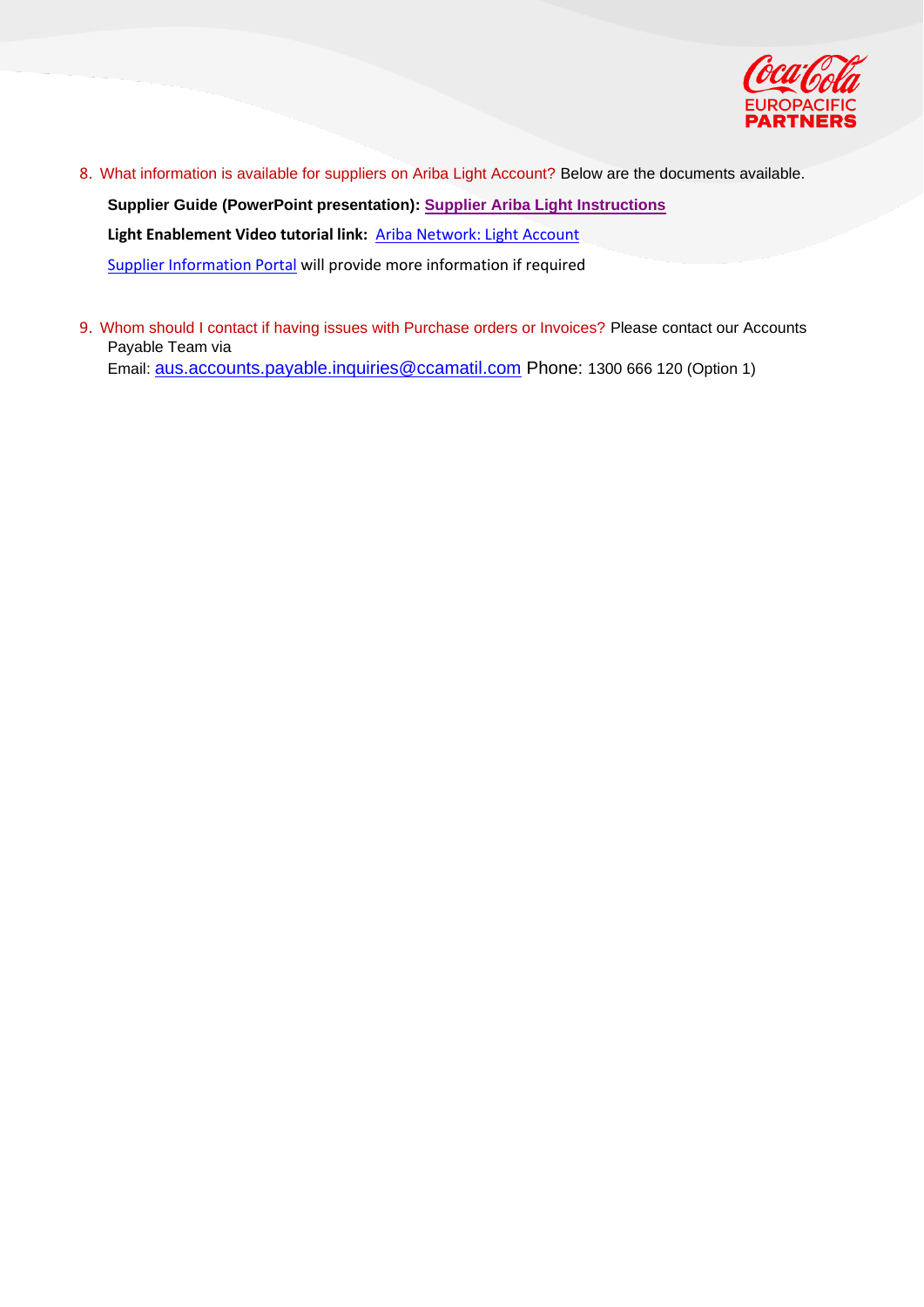8. What information is available for suppliers on Ariba Light Account? Below are the documents available.

   **Supplier Guide (PowerPoint presentation): Supplier Ariba Light Instructions**

   **Light Enablement Video tutorial link:** Ariba Network: Light Account

   Supplier Information Portal will provide more information if required

9. Whom should I contact if having issues with Purchase orders or Invoices? Please contact our Accounts Payable Team via
   Email: aus.accounts.payable.inquiries@ccamatil.com Phone: 1300 666 120 (Option 1)